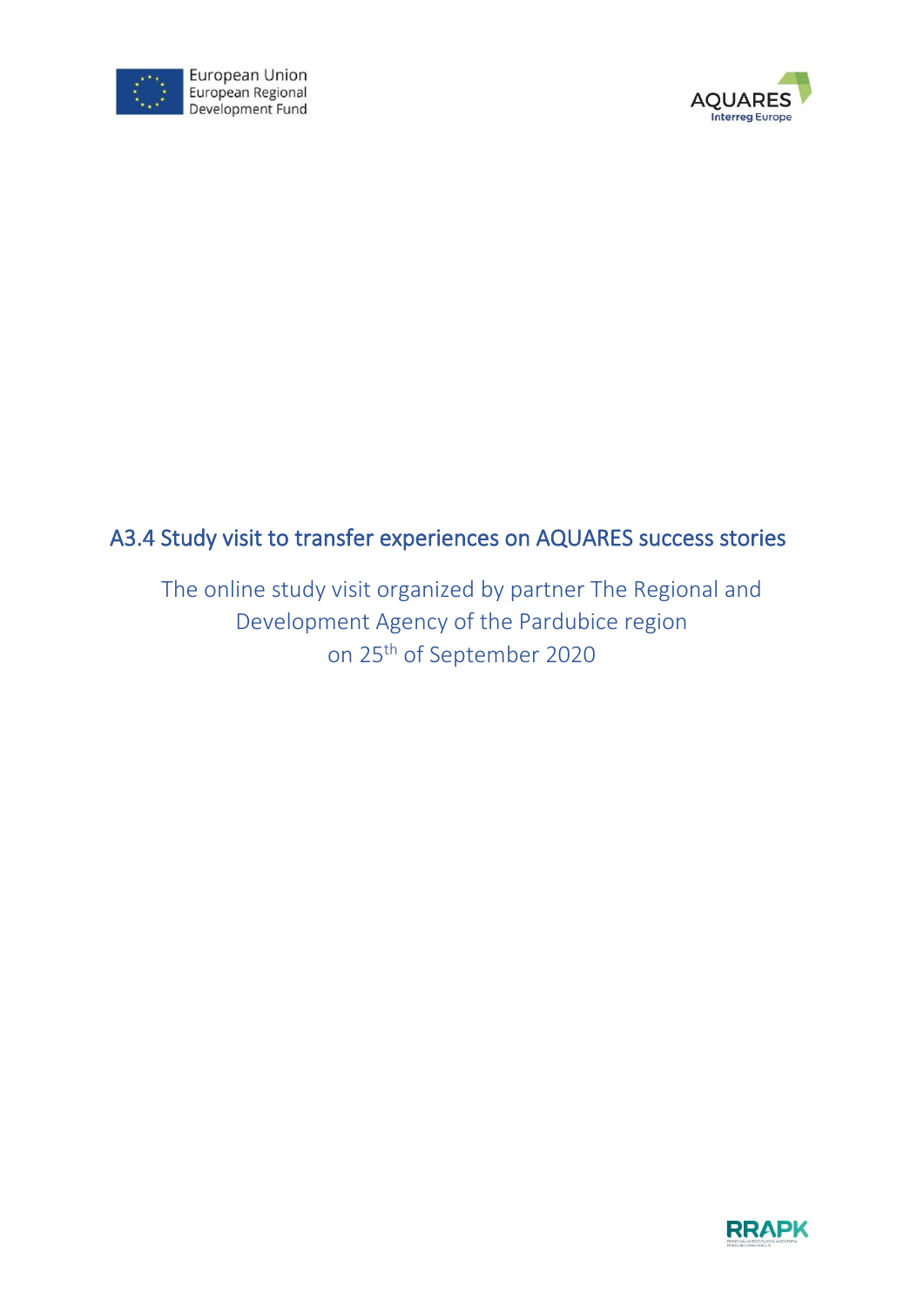European Union
European Regional
Development Fund

AQUARES
Interreg Europe

# A3.4 Study visit to transfer experiences on AQUARES success stories

The online study visit organized by partner The Regional and Development Agency of the Pardubice region on 25th of September 2020

RRAPK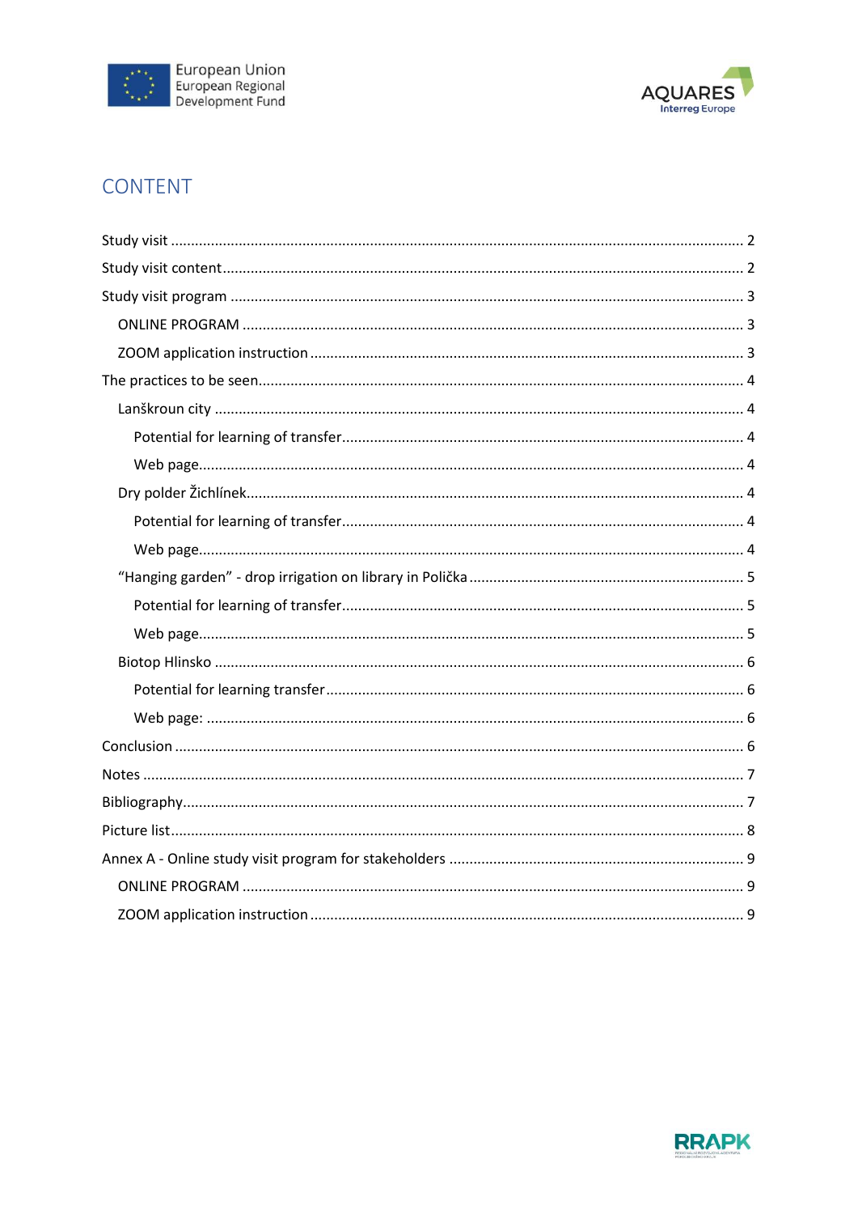# CONTENT

Study visit ............................................................ 2

Study visit content ............................................................ 2

Study visit program ............................................................ 3

- ONLINE PROGRAM ............................................................ 3
- ZOOM application instruction ............................................................ 3

The practices to be seen ............................................................ 4

- Lanškroun city ............................................................ 4
  - Potential for learning of transfer ............................................................ 4
  - Web page ............................................................ 4
- Dry polder Žichlínek ............................................................ 4
  - Potential for learning of transfer ............................................................ 4
  - Web page ............................................................ 4
- "Hanging garden" - drop irrigation on library in Polička ............................................................ 5
  - Potential for learning of transfer ............................................................ 5
  - Web page ............................................................ 5
- Biotop Hlinsko ............................................................ 6
  - Potential for learning transfer ............................................................ 6
  - Web page: ............................................................ 6

Conclusion ............................................................ 6

Notes ............................................................ 7

Bibliography ............................................................ 7

Picture list ............................................................ 8

Annex A - Online study visit program for stakeholders ............................................................ 9

- ONLINE PROGRAM ............................................................ 9
- ZOOM application instruction ............................................................ 9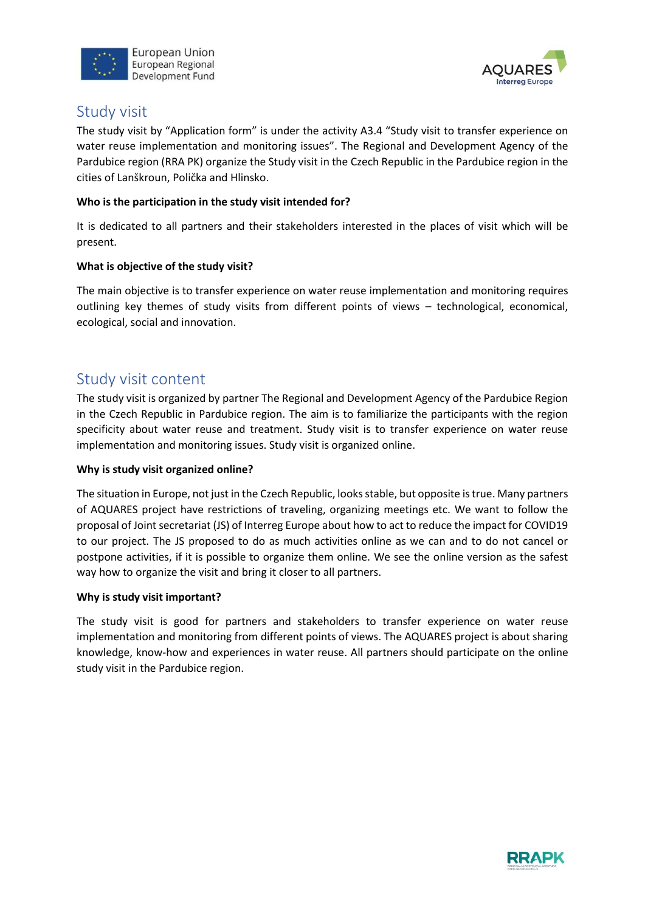## Study visit

The study visit by "Application form" is under the activity A3.4 "Study visit to transfer experience on water reuse implementation and monitoring issues". The Regional and Development Agency of the Pardubice region (RRA PK) organize the Study visit in the Czech Republic in the Pardubice region in the cities of Lanškroun, Polička and Hlinsko.

**Who is the participation in the study visit intended for?**

It is dedicated to all partners and their stakeholders interested in the places of visit which will be present.

**What is objective of the study visit?**

The main objective is to transfer experience on water reuse implementation and monitoring requires outlining key themes of study visits from different points of views – technological, economical, ecological, social and innovation.

## Study visit content

The study visit is organized by partner The Regional and Development Agency of the Pardubice Region in the Czech Republic in Pardubice region. The aim is to familiarize the participants with the region specificity about water reuse and treatment. Study visit is to transfer experience on water reuse implementation and monitoring issues. Study visit is organized online.

**Why is study visit organized online?**

The situation in Europe, not just in the Czech Republic, looks stable, but opposite is true. Many partners of AQUARES project have restrictions of traveling, organizing meetings etc. We want to follow the proposal of Joint secretariat (JS) of Interreg Europe about how to act to reduce the impact for COVID19 to our project. The JS proposed to do as much activities online as we can and to do not cancel or postpone activities, if it is possible to organize them online. We see the online version as the safest way how to organize the visit and bring it closer to all partners.

**Why is study visit important?**

The study visit is good for partners and stakeholders to transfer experience on water reuse implementation and monitoring from different points of views. The AQUARES project is about sharing knowledge, know-how and experiences in water reuse. All partners should participate on the online study visit in the Pardubice region.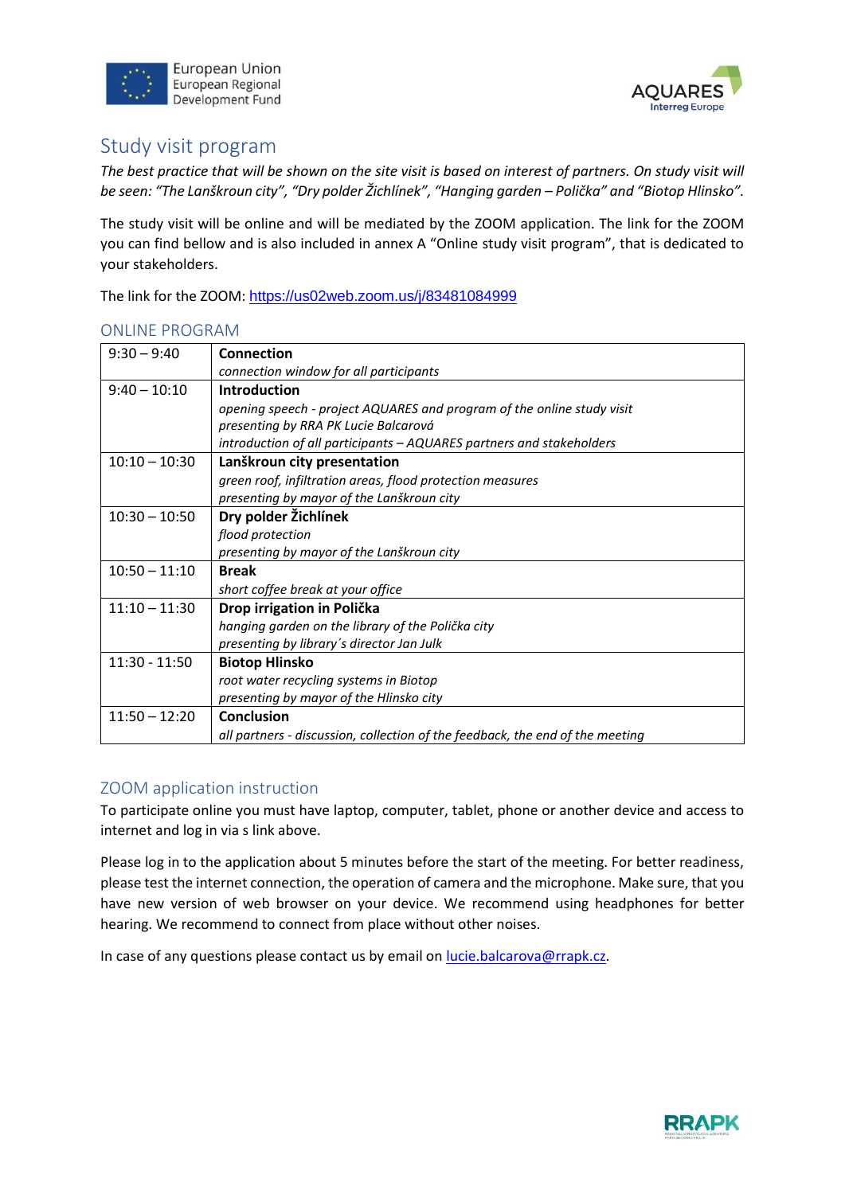## Study visit program

*The best practice that will be shown on the site visit is based on interest of partners. On study visit will be seen: "The Lanškroun city", "Dry polder Žichlínek", "Hanging garden – Polička" and "Biotop Hlinsko".*

The study visit will be online and will be mediated by the ZOOM application. The link for the ZOOM you can find bellow and is also included in annex A "Online study visit program", that is dedicated to your stakeholders.

The link for the ZOOM: https://us02web.zoom.us/j/83481084999

### ONLINE PROGRAM

| Time | Program |
|---|---|
| 9:30 – 9:40 | **Connection**<br>*connection window for all participants* |
| 9:40 – 10:10 | **Introduction**<br>*opening speech - project AQUARES and program of the online study visit*<br>*presenting by RRA PK Lucie Balcarová*<br>*introduction of all participants – AQUARES partners and stakeholders* |
| 10:10 – 10:30 | **Lanškroun city presentation**<br>*green roof, infiltration areas, flood protection measures*<br>*presenting by mayor of the Lanškroun city* |
| 10:30 – 10:50 | **Dry polder Žichlínek**<br>*flood protection*<br>*presenting by mayor of the Lanškroun city* |
| 10:50 – 11:10 | **Break**<br>*short coffee break at your office* |
| 11:10 – 11:30 | **Drop irrigation in Polička**<br>*hanging garden on the library of the Polička city*<br>*presenting by library´s director Jan Julk* |
| 11:30 - 11:50 | **Biotop Hlinsko**<br>*root water recycling systems in Biotop*<br>*presenting by mayor of the Hlinsko city* |
| 11:50 – 12:20 | **Conclusion**<br>*all partners - discussion, collection of the feedback, the end of the meeting* |

### ZOOM application instruction

To participate online you must have laptop, computer, tablet, phone or another device and access to internet and log in via s link above.

Please log in to the application about 5 minutes before the start of the meeting. For better readiness, please test the internet connection, the operation of camera and the microphone. Make sure, that you have new version of web browser on your device. We recommend using headphones for better hearing. We recommend to connect from place without other noises.

In case of any questions please contact us by email on lucie.balcarova@rrapk.cz.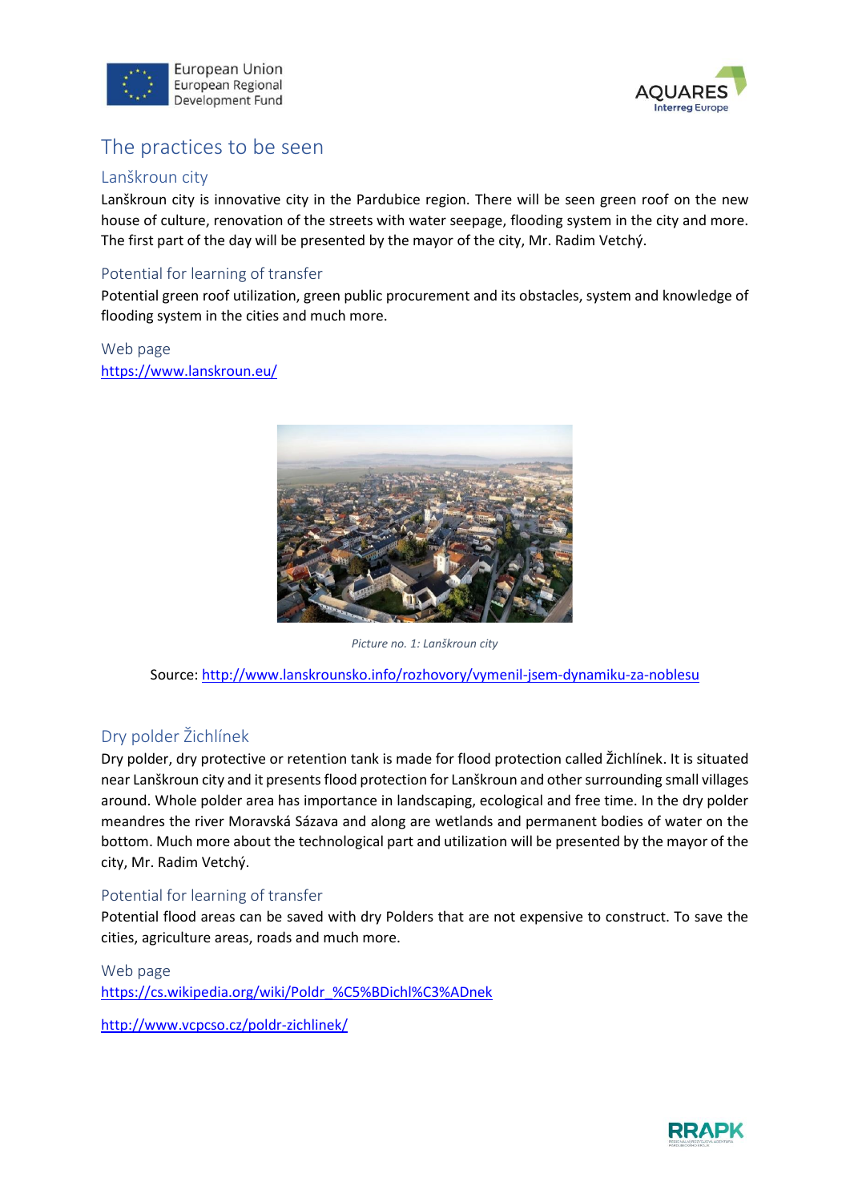# The practices to be seen

## Lanškroun city

Lanškroun city is innovative city in the Pardubice region. There will be seen green roof on the new house of culture, renovation of the streets with water seepage, flooding system in the city and more. The first part of the day will be presented by the mayor of the city, Mr. Radim Vetchý.

### Potential for learning of transfer

Potential green roof utilization, green public procurement and its obstacles, system and knowledge of flooding system in the cities and much more.

### Web page

https://www.lanskroun.eu/

*Picture no. 1: Lanškroun city*

Source: http://www.lanskrounsko.info/rozhovory/vymenil-jsem-dynamiku-za-noblesu

## Dry polder Žichlínek

Dry polder, dry protective or retention tank is made for flood protection called Žichlínek. It is situated near Lanškroun city and it presents flood protection for Lanškroun and other surrounding small villages around. Whole polder area has importance in landscaping, ecological and free time. In the dry polder meandres the river Moravská Sázava and along are wetlands and permanent bodies of water on the bottom. Much more about the technological part and utilization will be presented by the mayor of the city, Mr. Radim Vetchý.

### Potential for learning of transfer

Potential flood areas can be saved with dry Polders that are not expensive to construct. To save the cities, agriculture areas, roads and much more.

### Web page

https://cs.wikipedia.org/wiki/Poldr_%C5%BDichl%C3%ADnek

http://www.vcpcso.cz/poldr-zichlinek/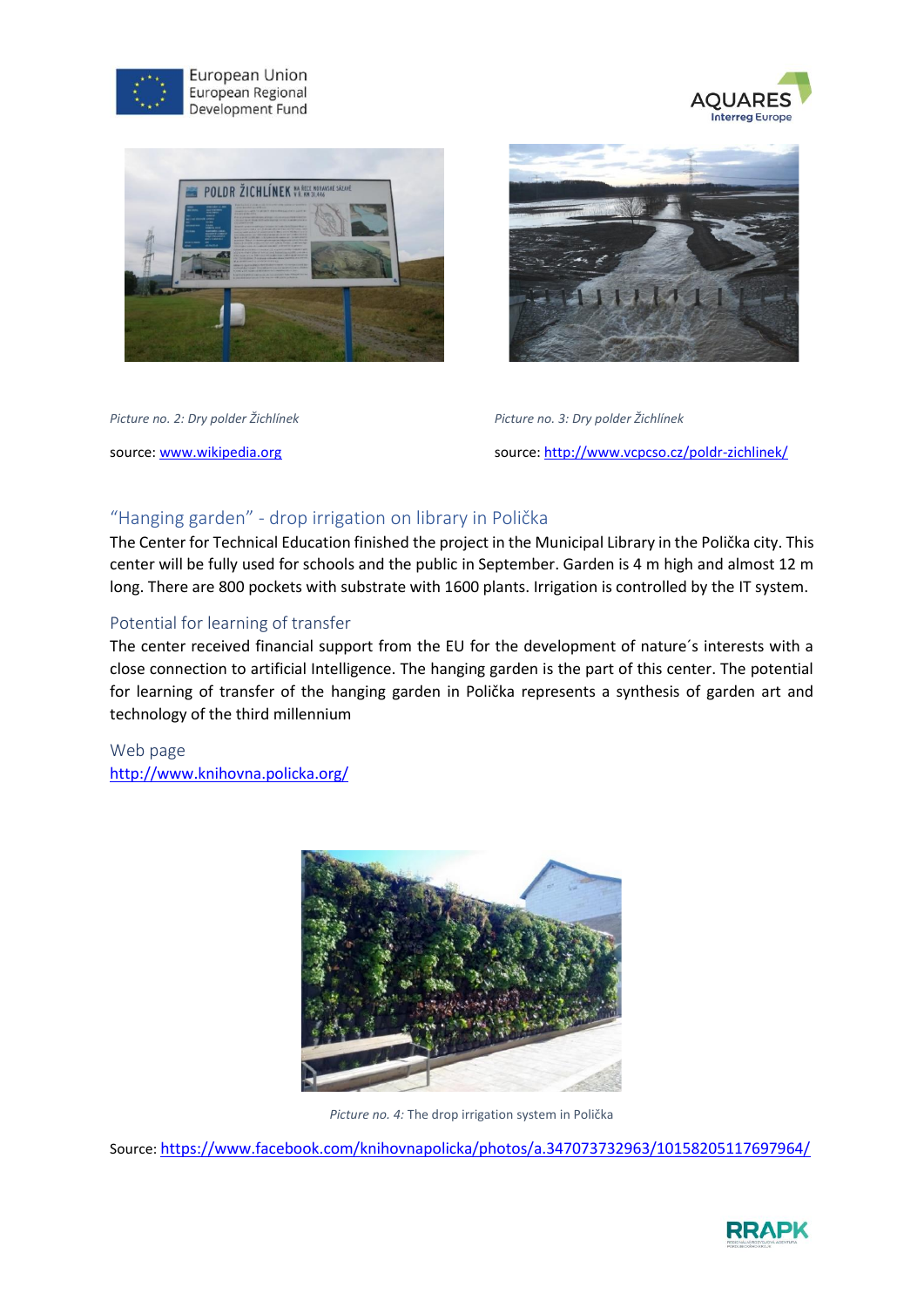*Picture no. 2: Dry polder Žichlínek*

source: www.wikipedia.org

*Picture no. 3: Dry polder Žichlínek*

source: http://www.vcpcso.cz/poldr-zichlinek/

## "Hanging garden" - drop irrigation on library in Polička

The Center for Technical Education finished the project in the Municipal Library in the Polička city. This center will be fully used for schools and the public in September. Garden is 4 m high and almost 12 m long. There are 800 pockets with substrate with 1600 plants. Irrigation is controlled by the IT system.

### Potential for learning of transfer

The center received financial support from the EU for the development of nature´s interests with a close connection to artificial Intelligence. The hanging garden is the part of this center. The potential for learning of transfer of the hanging garden in Polička represents a synthesis of garden art and technology of the third millennium

### Web page

http://www.knihovna.policka.org/

*Picture no. 4:* The drop irrigation system in Polička

Source: https://www.facebook.com/knihovnapolicka/photos/a.347073732963/10158205117697964/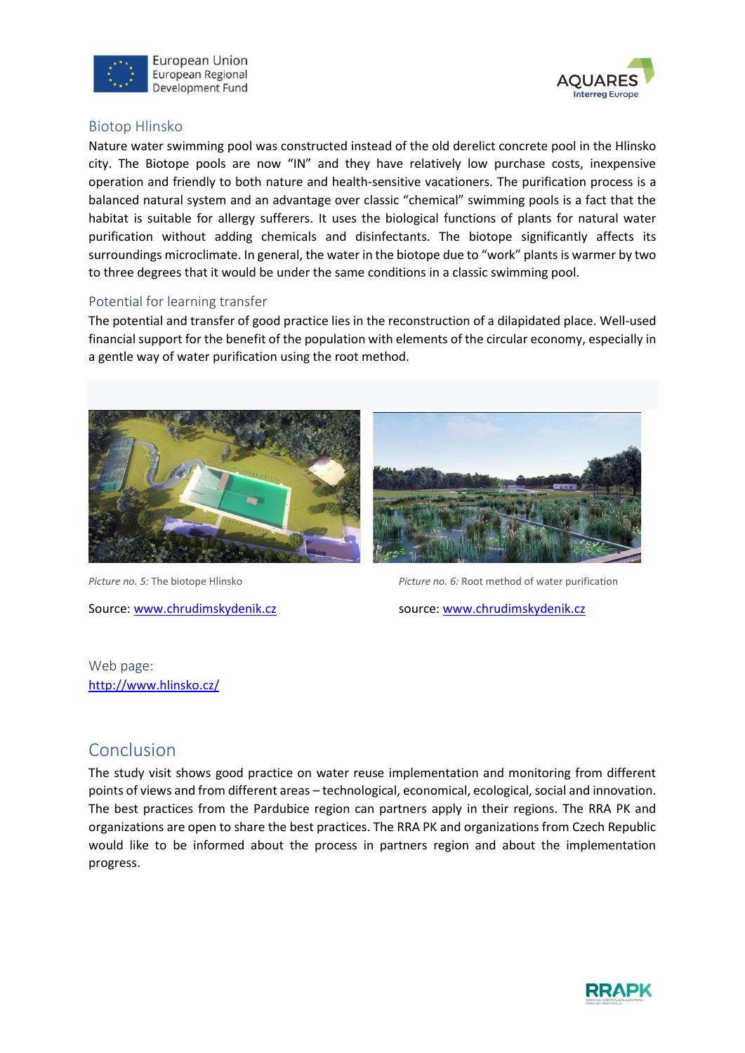## Biotop Hlinsko

Nature water swimming pool was constructed instead of the old derelict concrete pool in the Hlinsko city. The Biotope pools are now "IN" and they have relatively low purchase costs, inexpensive operation and friendly to both nature and health-sensitive vacationers. The purification process is a balanced natural system and an advantage over classic "chemical" swimming pools is a fact that the habitat is suitable for allergy sufferers. It uses the biological functions of plants for natural water purification without adding chemicals and disinfectants. The biotope significantly affects its surroundings microclimate. In general, the water in the biotope due to "work" plants is warmer by two to three degrees that it would be under the same conditions in a classic swimming pool.

## Potential for learning transfer

The potential and transfer of good practice lies in the reconstruction of a dilapidated place. Well-used financial support for the benefit of the population with elements of the circular economy, especially in a gentle way of water purification using the root method.

*Picture no. 5:* The biotope Hlinsko

Source: www.chrudimskydenik.cz

*Picture no. 6:* Root method of water purification

source: www.chrudimskydenik.cz

Web page:
http://www.hlinsko.cz/

# Conclusion

The study visit shows good practice on water reuse implementation and monitoring from different points of views and from different areas – technological, economical, ecological, social and innovation. The best practices from the Pardubice region can partners apply in their regions. The RRA PK and organizations are open to share the best practices. The RRA PK and organizations from Czech Republic would like to be informed about the process in partners region and about the implementation progress.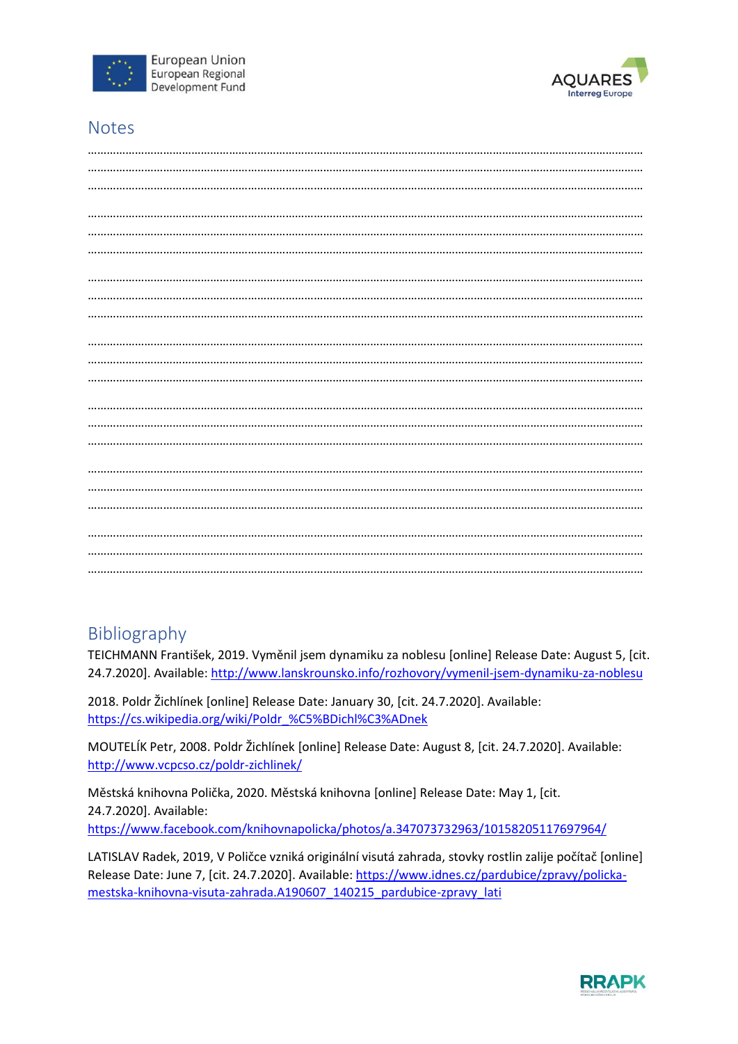## Notes

……………………………………………………………………………………………………………………………………………………
……………………………………………………………………………………………………………………………………………………
……………………………………………………………………………………………………………………………………………………

……………………………………………………………………………………………………………………………………………………
……………………………………………………………………………………………………………………………………………………
……………………………………………………………………………………………………………………………………………………

……………………………………………………………………………………………………………………………………………………
……………………………………………………………………………………………………………………………………………………
……………………………………………………………………………………………………………………………………………………

……………………………………………………………………………………………………………………………………………………
……………………………………………………………………………………………………………………………………………………
……………………………………………………………………………………………………………………………………………………

……………………………………………………………………………………………………………………………………………………
……………………………………………………………………………………………………………………………………………………
……………………………………………………………………………………………………………………………………………………

……………………………………………………………………………………………………………………………………………………
……………………………………………………………………………………………………………………………………………………
……………………………………………………………………………………………………………………………………………………

……………………………………………………………………………………………………………………………………………………
……………………………………………………………………………………………………………………………………………………
……………………………………………………………………………………………………………………………………………………

## Bibliography

TEICHMANN František, 2019. Vyměnil jsem dynamiku za noblesu [online] Release Date: August 5, [cit. 24.7.2020]. Available: http://www.lanskrounsko.info/rozhovory/vymenil-jsem-dynamiku-za-noblesu

2018. Poldr Žichlínek [online] Release Date: January 30, [cit. 24.7.2020]. Available: https://cs.wikipedia.org/wiki/Poldr_%C5%BDichl%C3%ADnek

MOUTELÍK Petr, 2008. Poldr Žichlínek [online] Release Date: August 8, [cit. 24.7.2020]. Available: http://www.vcpcso.cz/poldr-zichlinek/

Městská knihovna Polička, 2020. Městská knihovna [online] Release Date: May 1, [cit. 24.7.2020]. Available: https://www.facebook.com/knihovnapolicka/photos/a.347073732963/10158205117697964/

LATISLAV Radek, 2019, V Poličce vzniká originální visutá zahrada, stovky rostlin zalije počítač [online] Release Date: June 7, [cit. 24.7.2020]. Available: https://www.idnes.cz/pardubice/zpravy/policka-mestska-knihovna-visuta-zahrada.A190607_140215_pardubice-zpravy_lati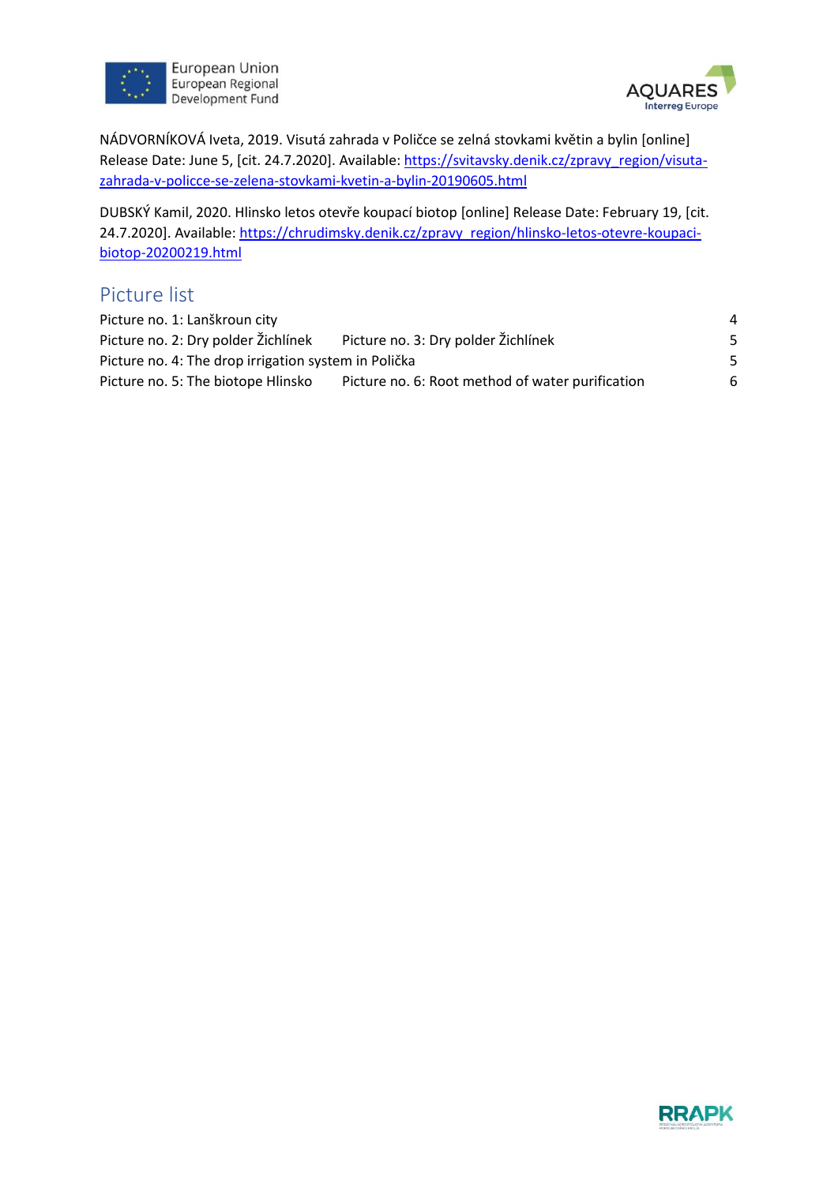NÁDVORNÍKOVÁ Iveta, 2019. Visutá zahrada v Poličce se zelná stovkami květin a bylin [online] Release Date: June 5, [cit. 24.7.2020]. Available: https://svitavsky.denik.cz/zpravy_region/visuta-zahrada-v-policce-se-zelena-stovkami-kvetin-a-bylin-20190605.html

DUBSKÝ Kamil, 2020. Hlinsko letos otevře koupací biotop [online] Release Date: February 19, [cit. 24.7.2020]. Available: https://chrudimsky.denik.cz/zpravy_region/hlinsko-letos-otevre-koupaci-biotop-20200219.html

## Picture list

Picture no. 1: Lanškroun city 4
Picture no. 2: Dry polder Žichlínek
Picture no. 3: Dry polder Žichlínek 5
Picture no. 4: The drop irrigation system in Polička 5
Picture no. 5: The biotope Hlinsko
Picture no. 6: Root method of water purification 6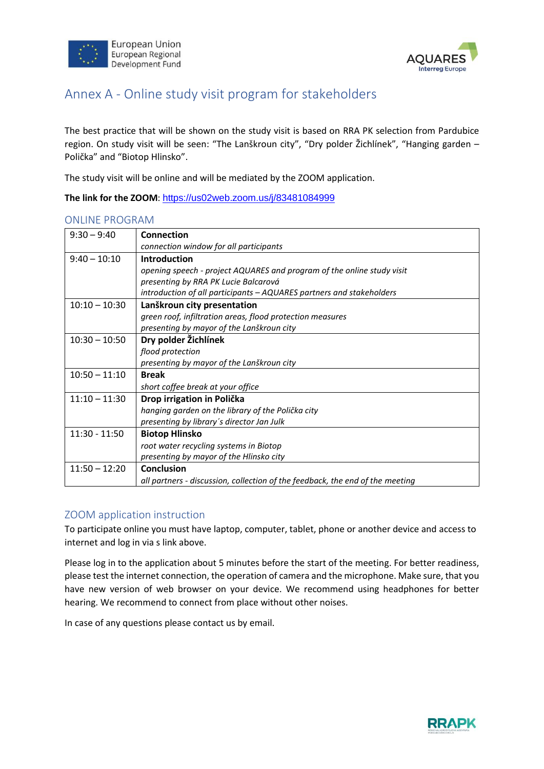# Annex A - Online study visit program for stakeholders

The best practice that will be shown on the study visit is based on RRA PK selection from Pardubice region. On study visit will be seen: "The Lanškroun city", "Dry polder Žichlínek", "Hanging garden – Polička" and "Biotop Hlinsko".

The study visit will be online and will be mediated by the ZOOM application.

**The link for the ZOOM**: https://us02web.zoom.us/j/83481084999

## ONLINE PROGRAM

| | |
|---|---|
| 9:30 – 9:40 | **Connection**<br>*connection window for all participants* |
| 9:40 – 10:10 | **Introduction**<br>*opening speech - project AQUARES and program of the online study visit*<br>*presenting by RRA PK Lucie Balcarová*<br>*introduction of all participants – AQUARES partners and stakeholders* |
| 10:10 – 10:30 | **Lanškroun city presentation**<br>*green roof, infiltration areas, flood protection measures*<br>*presenting by mayor of the Lanškroun city* |
| 10:30 – 10:50 | **Dry polder Žichlínek**<br>*flood protection*<br>*presenting by mayor of the Lanškroun city* |
| 10:50 – 11:10 | **Break**<br>*short coffee break at your office* |
| 11:10 – 11:30 | **Drop irrigation in Polička**<br>*hanging garden on the library of the Polička city*<br>*presenting by library´s director Jan Julk* |
| 11:30 - 11:50 | **Biotop Hlinsko**<br>*root water recycling systems in Biotop*<br>*presenting by mayor of the Hlinsko city* |
| 11:50 – 12:20 | **Conclusion**<br>*all partners - discussion, collection of the feedback, the end of the meeting* |

## ZOOM application instruction

To participate online you must have laptop, computer, tablet, phone or another device and access to internet and log in via s link above.

Please log in to the application about 5 minutes before the start of the meeting. For better readiness, please test the internet connection, the operation of camera and the microphone. Make sure, that you have new version of web browser on your device. We recommend using headphones for better hearing. We recommend to connect from place without other noises.

In case of any questions please contact us by email.